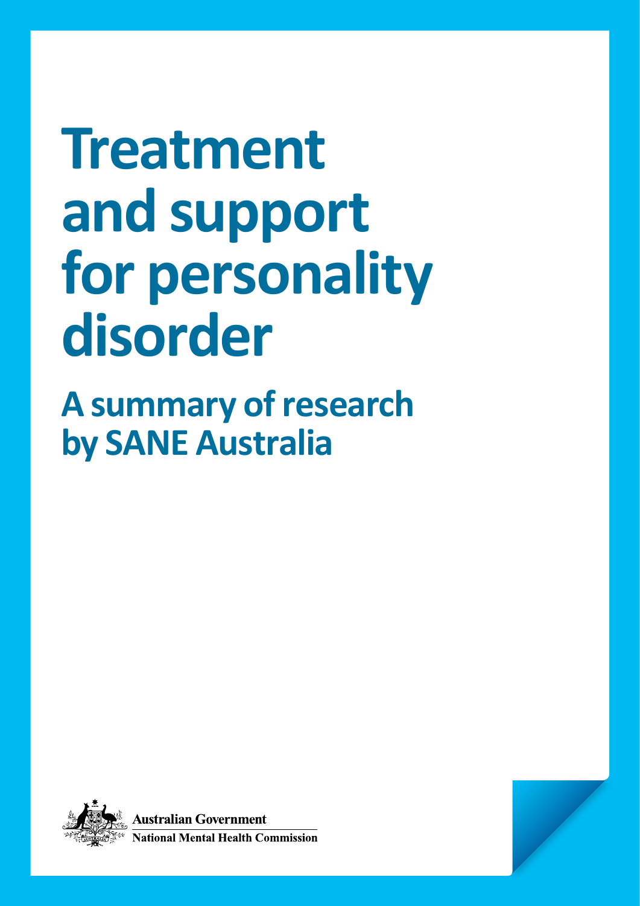# Treatment and support for personality disorder

## A summary of research by SANE Australia

Australian Government

National Mental Health Commission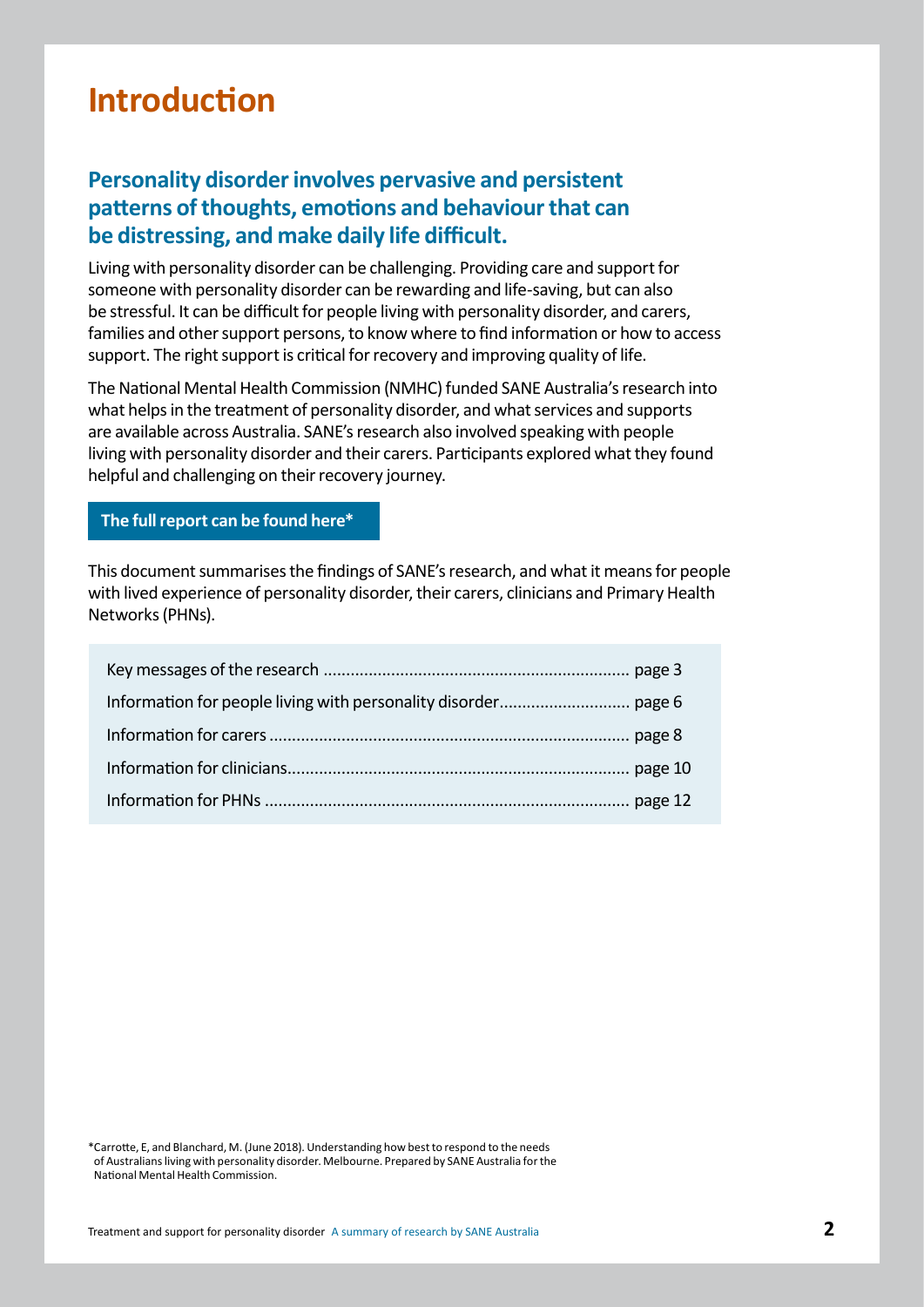# Introduction

## Personality disorder involves pervasive and persistent patterns of thoughts, emotions and behaviour that can be distressing, and make daily life difficult.

Living with personality disorder can be challenging. Providing care and support for someone with personality disorder can be rewarding and life-saving, but can also be stressful. It can be difficult for people living with personality disorder, and carers, families and other support persons, to know where to find information or how to access support. The right support is critical for recovery and improving quality of life.

The National Mental Health Commission (NMHC) funded SANE Australia's research into what helps in the treatment of personality disorder, and what services and supports are available across Australia. SANE's research also involved speaking with people living with personality disorder and their carers. Participants explored what they found helpful and challenging on their recovery journey.

**The full report can be found here***

This document summarises the findings of SANE's research, and what it means for people with lived experience of personality disorder, their carers, clinicians and Primary Health Networks (PHNs).

- Key messages of the research ... page 3
- Information for people living with personality disorder ... page 6
- Information for carers ... page 8
- Information for clinicians ... page 10
- Information for PHNs ... page 12

*Carrotte, E, and Blanchard, M. (June 2018). Understanding how best to respond to the needs of Australians living with personality disorder. Melbourne. Prepared by SANE Australia for the National Mental Health Commission.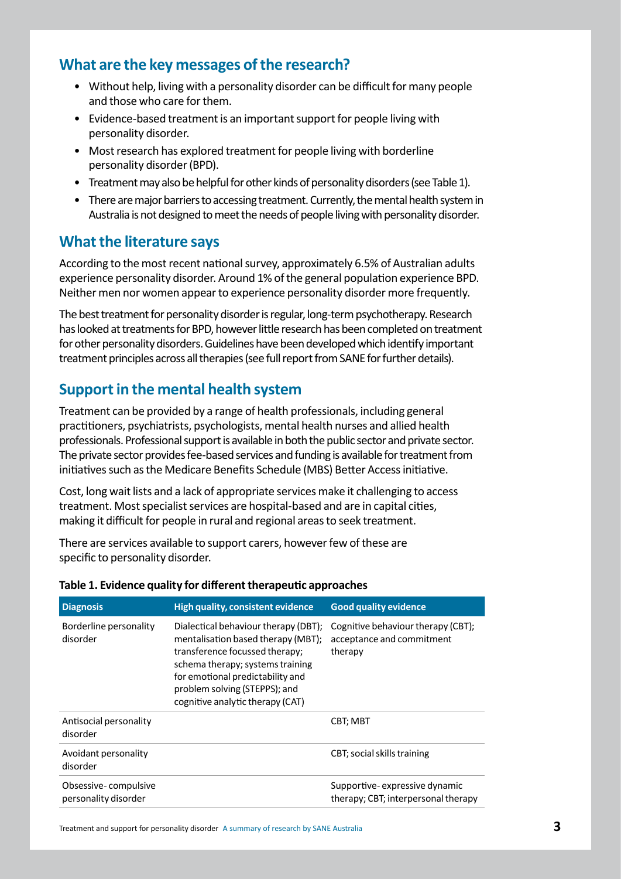## What are the key messages of the research?

- Without help, living with a personality disorder can be difficult for many people and those who care for them.
- Evidence-based treatment is an important support for people living with personality disorder.
- Most research has explored treatment for people living with borderline personality disorder (BPD).
- Treatment may also be helpful for other kinds of personality disorders (see Table 1).
- There are major barriers to accessing treatment. Currently, the mental health system in Australia is not designed to meet the needs of people living with personality disorder.

## What the literature says

According to the most recent national survey, approximately 6.5% of Australian adults experience personality disorder. Around 1% of the general population experience BPD. Neither men nor women appear to experience personality disorder more frequently.

The best treatment for personality disorder is regular, long-term psychotherapy. Research has looked at treatments for BPD, however little research has been completed on treatment for other personality disorders. Guidelines have been developed which identify important treatment principles across all therapies (see full report from SANE for further details).

## Support in the mental health system

Treatment can be provided by a range of health professionals, including general practitioners, psychiatrists, psychologists, mental health nurses and allied health professionals. Professional support is available in both the public sector and private sector. The private sector provides fee-based services and funding is available for treatment from initiatives such as the Medicare Benefits Schedule (MBS) Better Access initiative.

Cost, long wait lists and a lack of appropriate services make it challenging to access treatment. Most specialist services are hospital-based and are in capital cities, making it difficult for people in rural and regional areas to seek treatment.

There are services available to support carers, however few of these are specific to personality disorder.

**Table 1. Evidence quality for different therapeutic approaches**

| Diagnosis | High quality, consistent evidence | Good quality evidence |
|---|---|---|
| Borderline personality disorder | Dialectical behaviour therapy (DBT); mentalisation based therapy (MBT); transference focussed therapy; schema therapy; systems training for emotional predictability and problem solving (STEPPS); and cognitive analytic therapy (CAT) | Cognitive behaviour therapy (CBT); acceptance and commitment therapy |
| Antisocial personality disorder | | CBT; MBT |
| Avoidant personality disorder | | CBT; social skills training |
| Obsessive- compulsive personality disorder | | Supportive- expressive dynamic therapy; CBT; interpersonal therapy |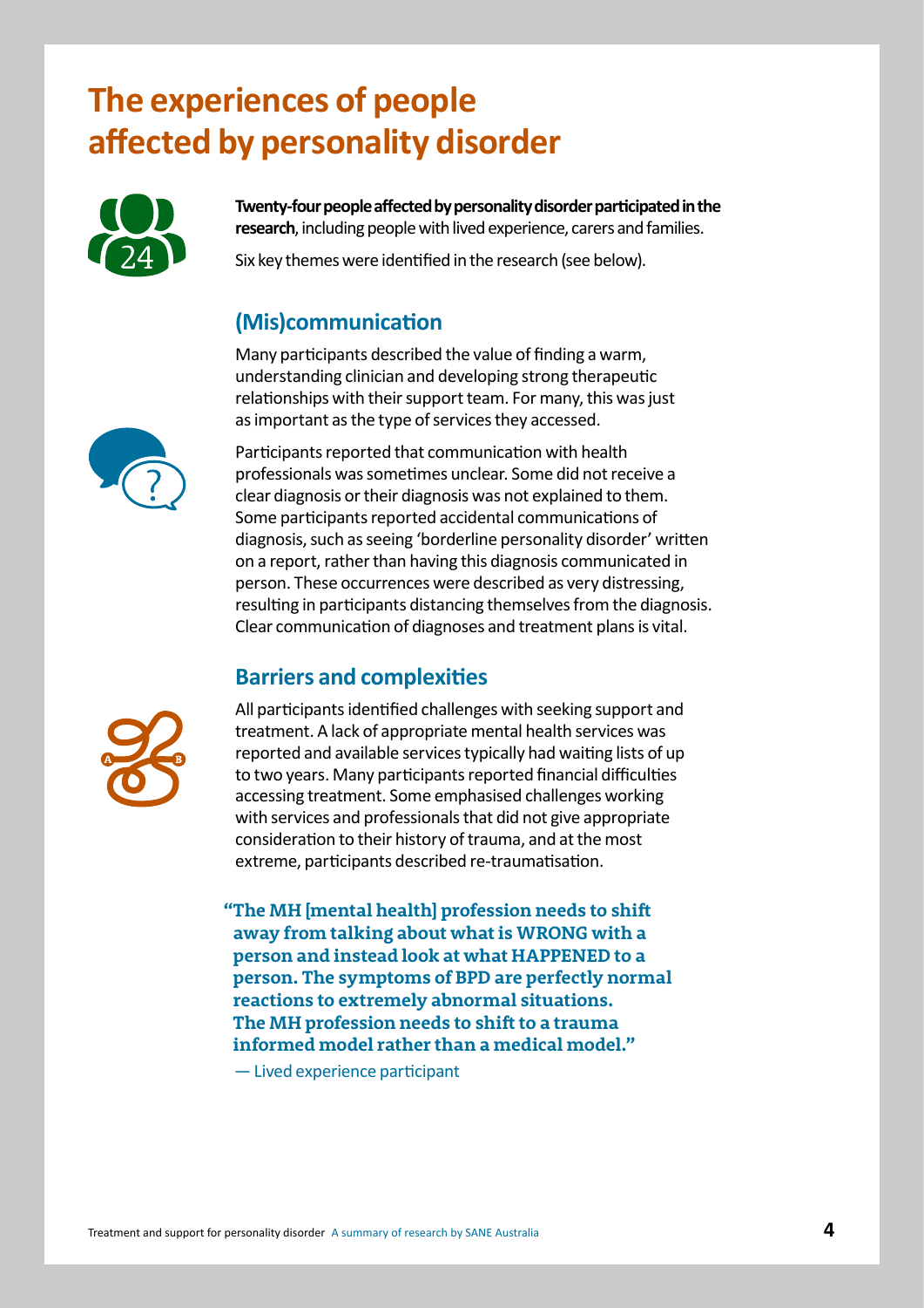# The experiences of people affected by personality disorder

**Twenty-four people affected by personality disorder participated in the research**, including people with lived experience, carers and families.

Six key themes were identified in the research (see below).

## (Mis)communication

Many participants described the value of finding a warm, understanding clinician and developing strong therapeutic relationships with their support team. For many, this was just as important as the type of services they accessed.

Participants reported that communication with health professionals was sometimes unclear. Some did not receive a clear diagnosis or their diagnosis was not explained to them. Some participants reported accidental communications of diagnosis, such as seeing 'borderline personality disorder' written on a report, rather than having this diagnosis communicated in person. These occurrences were described as very distressing, resulting in participants distancing themselves from the diagnosis. Clear communication of diagnoses and treatment plans is vital.

## Barriers and complexities

All participants identified challenges with seeking support and treatment. A lack of appropriate mental health services was reported and available services typically had waiting lists of up to two years. Many participants reported financial difficulties accessing treatment. Some emphasised challenges working with services and professionals that did not give appropriate consideration to their history of trauma, and at the most extreme, participants described re-traumatisation.

> **"The MH [mental health] profession needs to shift away from talking about what is WRONG with a person and instead look at what HAPPENED to a person. The symptoms of BPD are perfectly normal reactions to extremely abnormal situations. The MH profession needs to shift to a trauma informed model rather than a medical model."**
>
> — Lived experience participant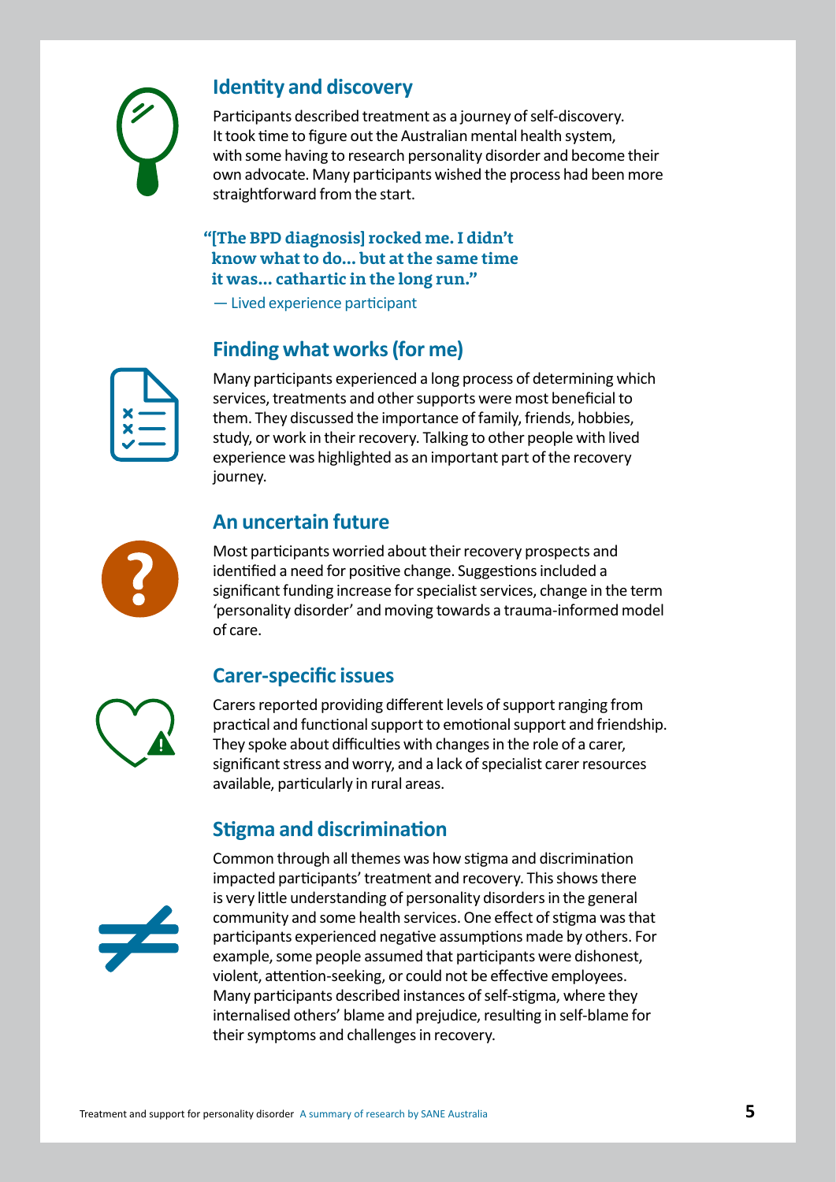## Identity and discovery

Participants described treatment as a journey of self-discovery. It took time to figure out the Australian mental health system, with some having to research personality disorder and become their own advocate. Many participants wished the process had been more straightforward from the start.

> **"[The BPD diagnosis] rocked me. I didn't know what to do… but at the same time it was… cathartic in the long run."**
>
> — Lived experience participant

## Finding what works (for me)

Many participants experienced a long process of determining which services, treatments and other supports were most beneficial to them. They discussed the importance of family, friends, hobbies, study, or work in their recovery. Talking to other people with lived experience was highlighted as an important part of the recovery journey.

## An uncertain future

Most participants worried about their recovery prospects and identified a need for positive change. Suggestions included a significant funding increase for specialist services, change in the term 'personality disorder' and moving towards a trauma-informed model of care.

## Carer-specific issues

Carers reported providing different levels of support ranging from practical and functional support to emotional support and friendship. They spoke about difficulties with changes in the role of a carer, significant stress and worry, and a lack of specialist carer resources available, particularly in rural areas.

## Stigma and discrimination

Common through all themes was how stigma and discrimination impacted participants' treatment and recovery. This shows there is very little understanding of personality disorders in the general community and some health services. One effect of stigma was that participants experienced negative assumptions made by others. For example, some people assumed that participants were dishonest, violent, attention-seeking, or could not be effective employees. Many participants described instances of self-stigma, where they internalised others' blame and prejudice, resulting in self-blame for their symptoms and challenges in recovery.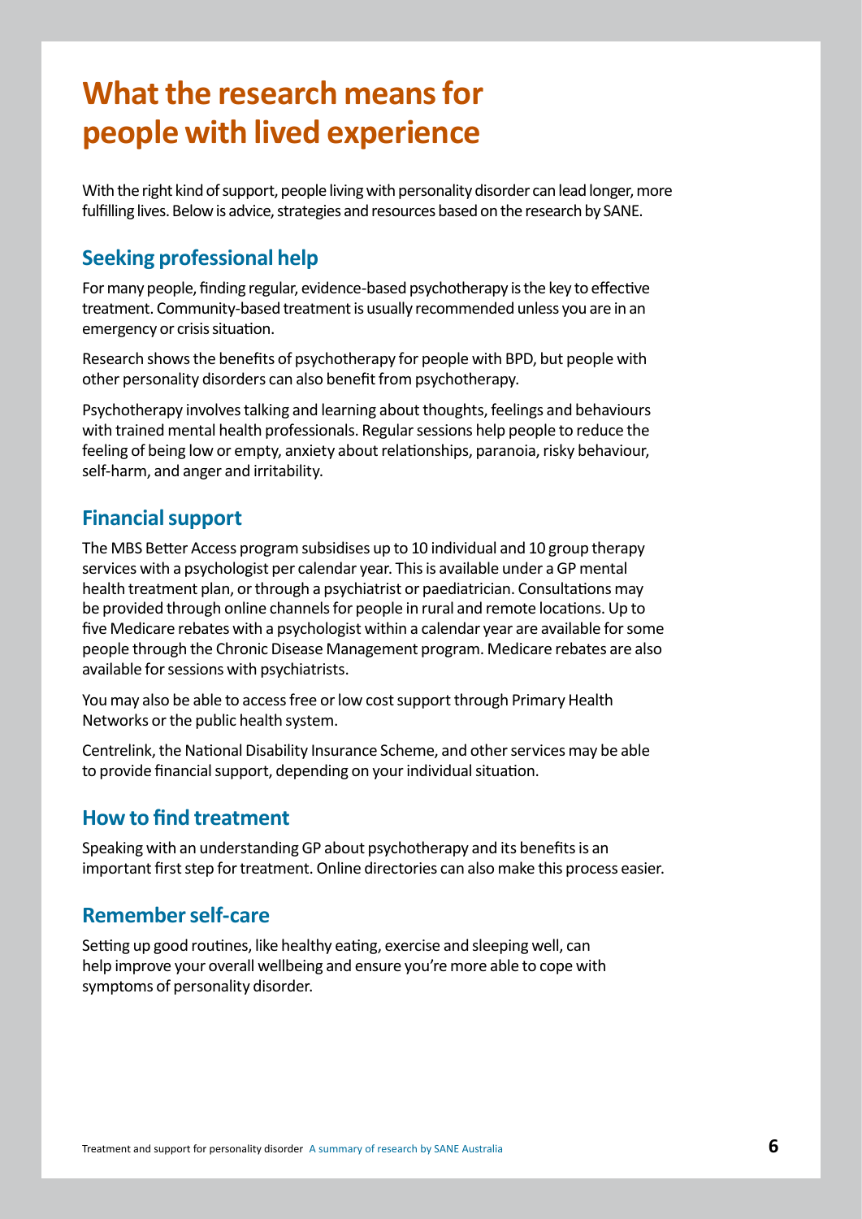# What the research means for people with lived experience

With the right kind of support, people living with personality disorder can lead longer, more fulfilling lives. Below is advice, strategies and resources based on the research by SANE.

## Seeking professional help

For many people, finding regular, evidence-based psychotherapy is the key to effective treatment. Community-based treatment is usually recommended unless you are in an emergency or crisis situation.

Research shows the benefits of psychotherapy for people with BPD, but people with other personality disorders can also benefit from psychotherapy.

Psychotherapy involves talking and learning about thoughts, feelings and behaviours with trained mental health professionals. Regular sessions help people to reduce the feeling of being low or empty, anxiety about relationships, paranoia, risky behaviour, self-harm, and anger and irritability.

## Financial support

The MBS Better Access program subsidises up to 10 individual and 10 group therapy services with a psychologist per calendar year. This is available under a GP mental health treatment plan, or through a psychiatrist or paediatrician. Consultations may be provided through online channels for people in rural and remote locations. Up to five Medicare rebates with a psychologist within a calendar year are available for some people through the Chronic Disease Management program. Medicare rebates are also available for sessions with psychiatrists.

You may also be able to access free or low cost support through Primary Health Networks or the public health system.

Centrelink, the National Disability Insurance Scheme, and other services may be able to provide financial support, depending on your individual situation.

## How to find treatment

Speaking with an understanding GP about psychotherapy and its benefits is an important first step for treatment. Online directories can also make this process easier.

## Remember self-care

Setting up good routines, like healthy eating, exercise and sleeping well, can help improve your overall wellbeing and ensure you're more able to cope with symptoms of personality disorder.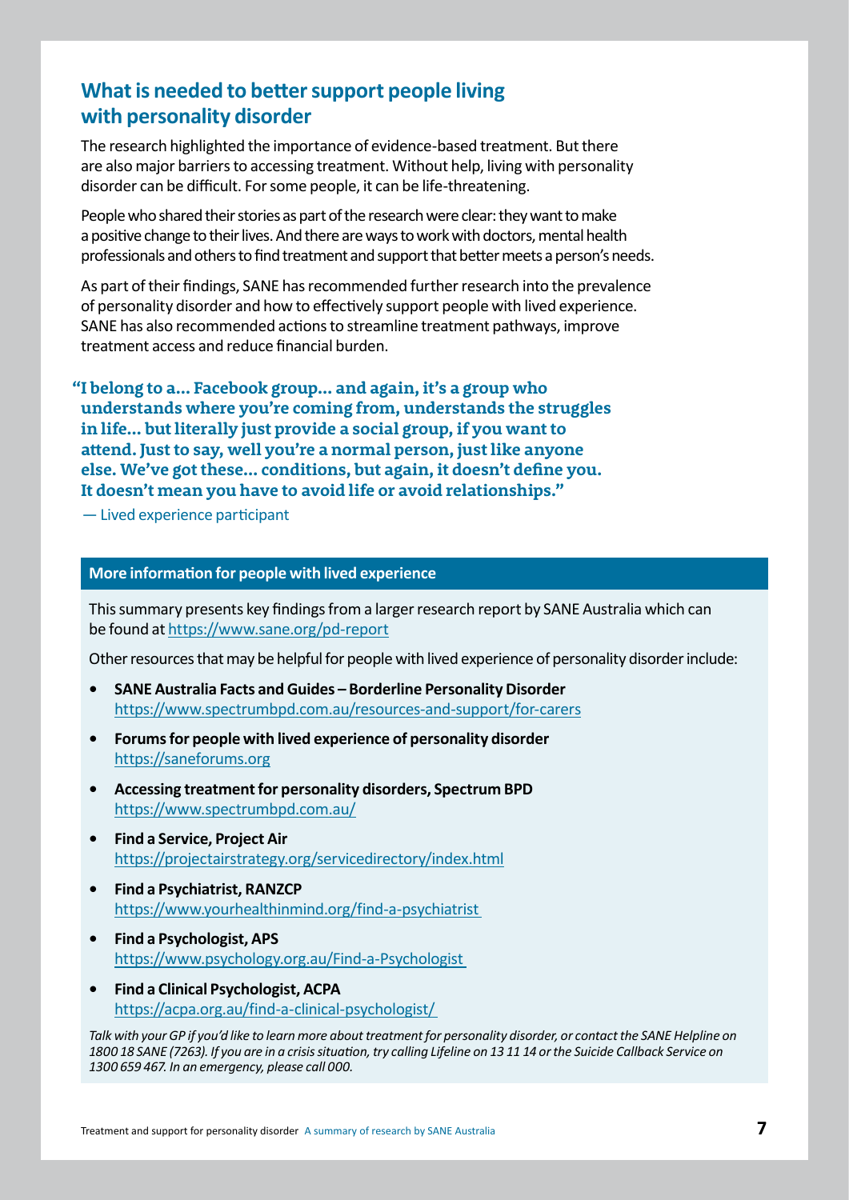## What is needed to better support people living with personality disorder

The research highlighted the importance of evidence-based treatment. But there are also major barriers to accessing treatment. Without help, living with personality disorder can be difficult. For some people, it can be life-threatening.

People who shared their stories as part of the research were clear: they want to make a positive change to their lives. And there are ways to work with doctors, mental health professionals and others to find treatment and support that better meets a person's needs.

As part of their findings, SANE has recommended further research into the prevalence of personality disorder and how to effectively support people with lived experience. SANE has also recommended actions to streamline treatment pathways, improve treatment access and reduce financial burden.

> **"I belong to a... Facebook group... and again, it's a group who understands where you're coming from, understands the struggles in life... but literally just provide a social group, if you want to attend. Just to say, well you're a normal person, just like anyone else. We've got these... conditions, but again, it doesn't define you. It doesn't mean you have to avoid life or avoid relationships."**
>
> — Lived experience participant

### More information for people with lived experience

This summary presents key findings from a larger research report by SANE Australia which can be found at https://www.sane.org/pd-report

Other resources that may be helpful for people with lived experience of personality disorder include:

- **SANE Australia Facts and Guides – Borderline Personality Disorder**
  https://www.spectrumbpd.com.au/resources-and-support/for-carers
- **Forums for people with lived experience of personality disorder**
  https://saneforums.org
- **Accessing treatment for personality disorders, Spectrum BPD**
  https://www.spectrumbpd.com.au/
- **Find a Service, Project Air**
  https://projectairstrategy.org/servicedirectory/index.html
- **Find a Psychiatrist, RANZCP**
  https://www.yourhealthinmind.org/find-a-psychiatrist
- **Find a Psychologist, APS**
  https://www.psychology.org.au/Find-a-Psychologist
- **Find a Clinical Psychologist, ACPA**
  https://acpa.org.au/find-a-clinical-psychologist/

*Talk with your GP if you'd like to learn more about treatment for personality disorder, or contact the SANE Helpline on 1800 18 SANE (7263). If you are in a crisis situation, try calling Lifeline on 13 11 14 or the Suicide Callback Service on 1300 659 467. In an emergency, please call 000.*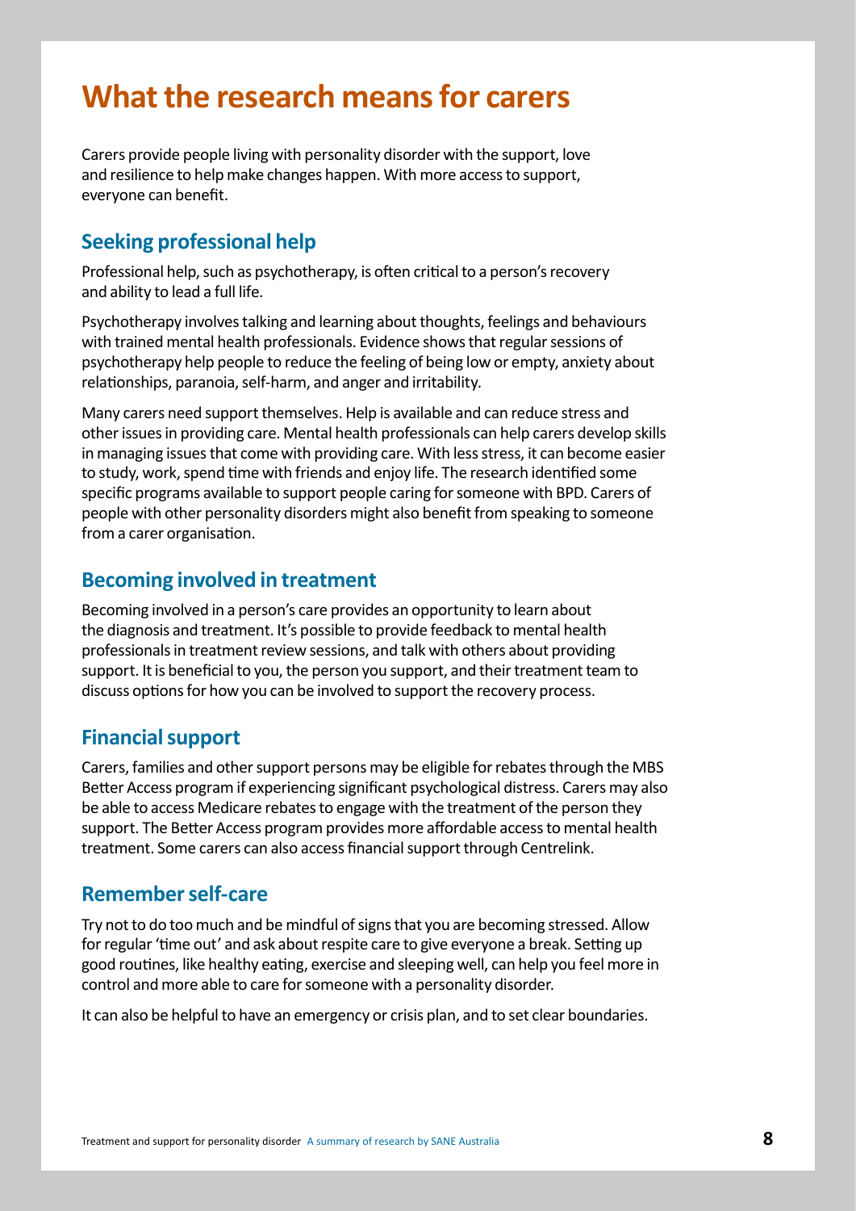# What the research means for carers

Carers provide people living with personality disorder with the support, love and resilience to help make changes happen. With more access to support, everyone can benefit.

## Seeking professional help

Professional help, such as psychotherapy, is often critical to a person's recovery and ability to lead a full life.

Psychotherapy involves talking and learning about thoughts, feelings and behaviours with trained mental health professionals. Evidence shows that regular sessions of psychotherapy help people to reduce the feeling of being low or empty, anxiety about relationships, paranoia, self-harm, and anger and irritability.

Many carers need support themselves. Help is available and can reduce stress and other issues in providing care. Mental health professionals can help carers develop skills in managing issues that come with providing care. With less stress, it can become easier to study, work, spend time with friends and enjoy life. The research identified some specific programs available to support people caring for someone with BPD. Carers of people with other personality disorders might also benefit from speaking to someone from a carer organisation.

## Becoming involved in treatment

Becoming involved in a person's care provides an opportunity to learn about the diagnosis and treatment. It's possible to provide feedback to mental health professionals in treatment review sessions, and talk with others about providing support. It is beneficial to you, the person you support, and their treatment team to discuss options for how you can be involved to support the recovery process.

## Financial support

Carers, families and other support persons may be eligible for rebates through the MBS Better Access program if experiencing significant psychological distress. Carers may also be able to access Medicare rebates to engage with the treatment of the person they support. The Better Access program provides more affordable access to mental health treatment. Some carers can also access financial support through Centrelink.

## Remember self-care

Try not to do too much and be mindful of signs that you are becoming stressed. Allow for regular 'time out' and ask about respite care to give everyone a break. Setting up good routines, like healthy eating, exercise and sleeping well, can help you feel more in control and more able to care for someone with a personality disorder.

It can also be helpful to have an emergency or crisis plan, and to set clear boundaries.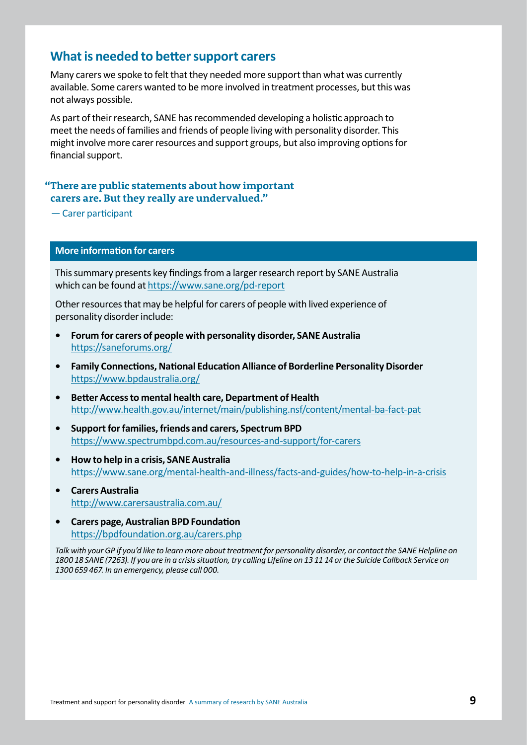## What is needed to better support carers

Many carers we spoke to felt that they needed more support than what was currently available. Some carers wanted to be more involved in treatment processes, but this was not always possible.

As part of their research, SANE has recommended developing a holistic approach to meet the needs of families and friends of people living with personality disorder. This might involve more carer resources and support groups, but also improving options for financial support.

> **"There are public statements about how important carers are. But they really are undervalued."**
>
> — Carer participant

### More information for carers

This summary presents key findings from a larger research report by SANE Australia which can be found at https://www.sane.org/pd-report

Other resources that may be helpful for carers of people with lived experience of personality disorder include:

- **Forum for carers of people with personality disorder, SANE Australia**
  https://saneforums.org/
- **Family Connections, National Education Alliance of Borderline Personality Disorder**
  https://www.bpdaustralia.org/
- **Better Access to mental health care, Department of Health**
  http://www.health.gov.au/internet/main/publishing.nsf/content/mental-ba-fact-pat
- **Support for families, friends and carers, Spectrum BPD**
  https://www.spectrumbpd.com.au/resources-and-support/for-carers
- **How to help in a crisis, SANE Australia**
  https://www.sane.org/mental-health-and-illness/facts-and-guides/how-to-help-in-a-crisis
- **Carers Australia**
  http://www.carersaustralia.com.au/
- **Carers page, Australian BPD Foundation**
  https://bpdfoundation.org.au/carers.php

*Talk with your GP if you'd like to learn more about treatment for personality disorder, or contact the SANE Helpline on 1800 18 SANE (7263). If you are in a crisis situation, try calling Lifeline on 13 11 14 or the Suicide Callback Service on 1300 659 467. In an emergency, please call 000.*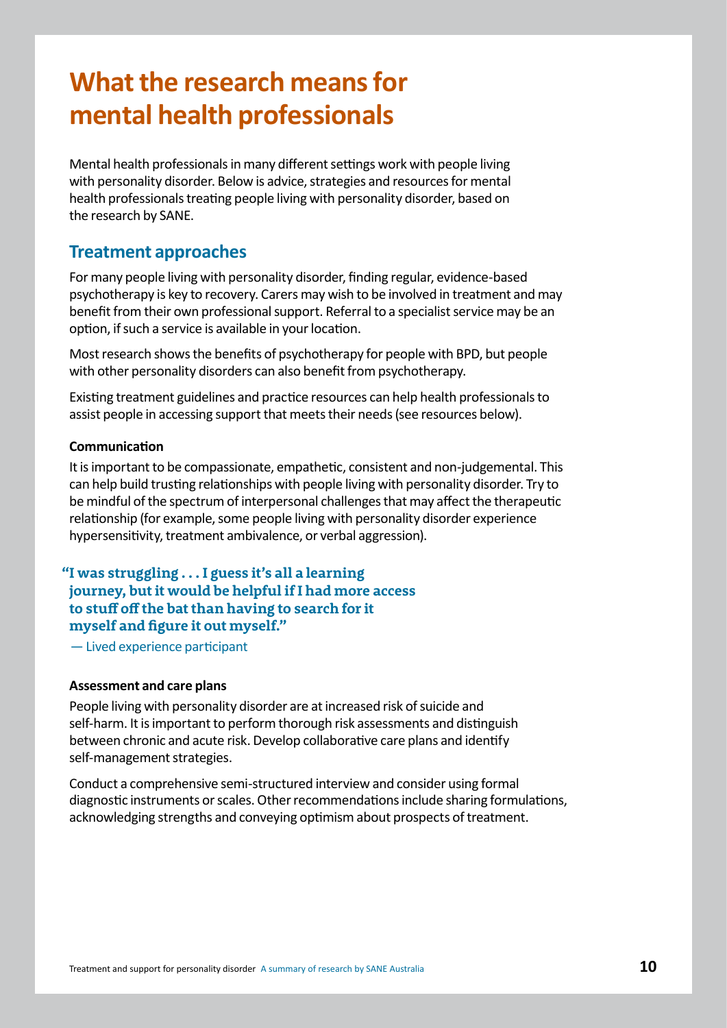# What the research means for mental health professionals

Mental health professionals in many different settings work with people living with personality disorder. Below is advice, strategies and resources for mental health professionals treating people living with personality disorder, based on the research by SANE.

## Treatment approaches

For many people living with personality disorder, finding regular, evidence-based psychotherapy is key to recovery. Carers may wish to be involved in treatment and may benefit from their own professional support. Referral to a specialist service may be an option, if such a service is available in your location.

Most research shows the benefits of psychotherapy for people with BPD, but people with other personality disorders can also benefit from psychotherapy.

Existing treatment guidelines and practice resources can help health professionals to assist people in accessing support that meets their needs (see resources below).

### Communication

It is important to be compassionate, empathetic, consistent and non-judgemental. This can help build trusting relationships with people living with personality disorder. Try to be mindful of the spectrum of interpersonal challenges that may affect the therapeutic relationship (for example, some people living with personality disorder experience hypersensitivity, treatment ambivalence, or verbal aggression).

> **"I was struggling . . . I guess it's all a learning journey, but it would be helpful if I had more access to stuff off the bat than having to search for it myself and figure it out myself."**
>
> — Lived experience participant

### Assessment and care plans

People living with personality disorder are at increased risk of suicide and self-harm. It is important to perform thorough risk assessments and distinguish between chronic and acute risk. Develop collaborative care plans and identify self-management strategies.

Conduct a comprehensive semi-structured interview and consider using formal diagnostic instruments or scales. Other recommendations include sharing formulations, acknowledging strengths and conveying optimism about prospects of treatment.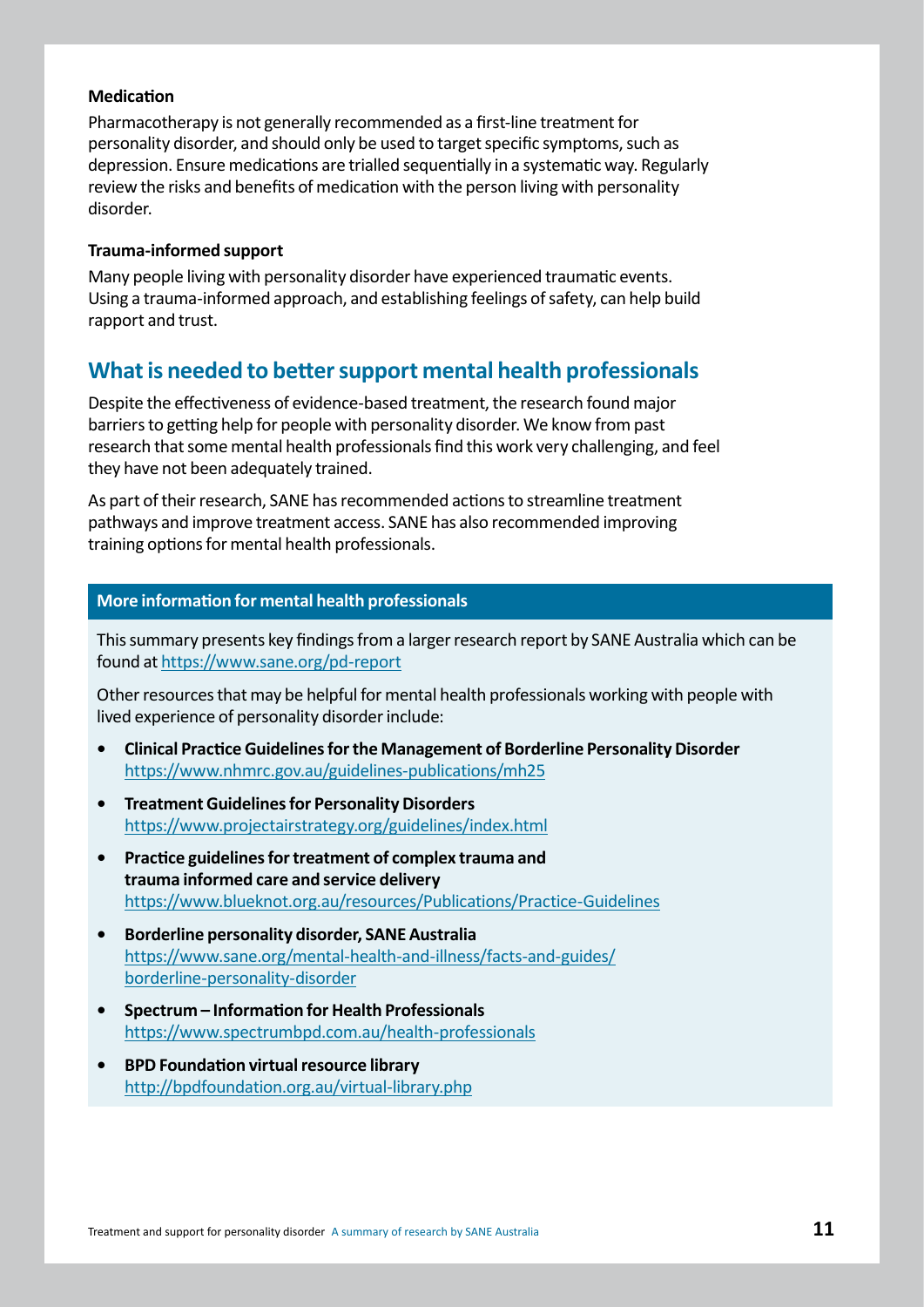### Medication

Pharmacotherapy is not generally recommended as a first-line treatment for personality disorder, and should only be used to target specific symptoms, such as depression. Ensure medications are trialled sequentially in a systematic way. Regularly review the risks and benefits of medication with the person living with personality disorder.

### Trauma-informed support

Many people living with personality disorder have experienced traumatic events. Using a trauma-informed approach, and establishing feelings of safety, can help build rapport and trust.

## What is needed to better support mental health professionals

Despite the effectiveness of evidence-based treatment, the research found major barriers to getting help for people with personality disorder. We know from past research that some mental health professionals find this work very challenging, and feel they have not been adequately trained.

As part of their research, SANE has recommended actions to streamline treatment pathways and improve treatment access. SANE has also recommended improving training options for mental health professionals.

### More information for mental health professionals

This summary presents key findings from a larger research report by SANE Australia which can be found at https://www.sane.org/pd-report

Other resources that may be helpful for mental health professionals working with people with lived experience of personality disorder include:

- **Clinical Practice Guidelines for the Management of Borderline Personality Disorder**
  https://www.nhmrc.gov.au/guidelines-publications/mh25
- **Treatment Guidelines for Personality Disorders**
  https://www.projectairstrategy.org/guidelines/index.html
- **Practice guidelines for treatment of complex trauma and trauma informed care and service delivery**
  https://www.blueknot.org.au/resources/Publications/Practice-Guidelines
- **Borderline personality disorder, SANE Australia**
  https://www.sane.org/mental-health-and-illness/facts-and-guides/borderline-personality-disorder
- **Spectrum – Information for Health Professionals**
  https://www.spectrumbpd.com.au/health-professionals
- **BPD Foundation virtual resource library**
  http://bpdfoundation.org.au/virtual-library.php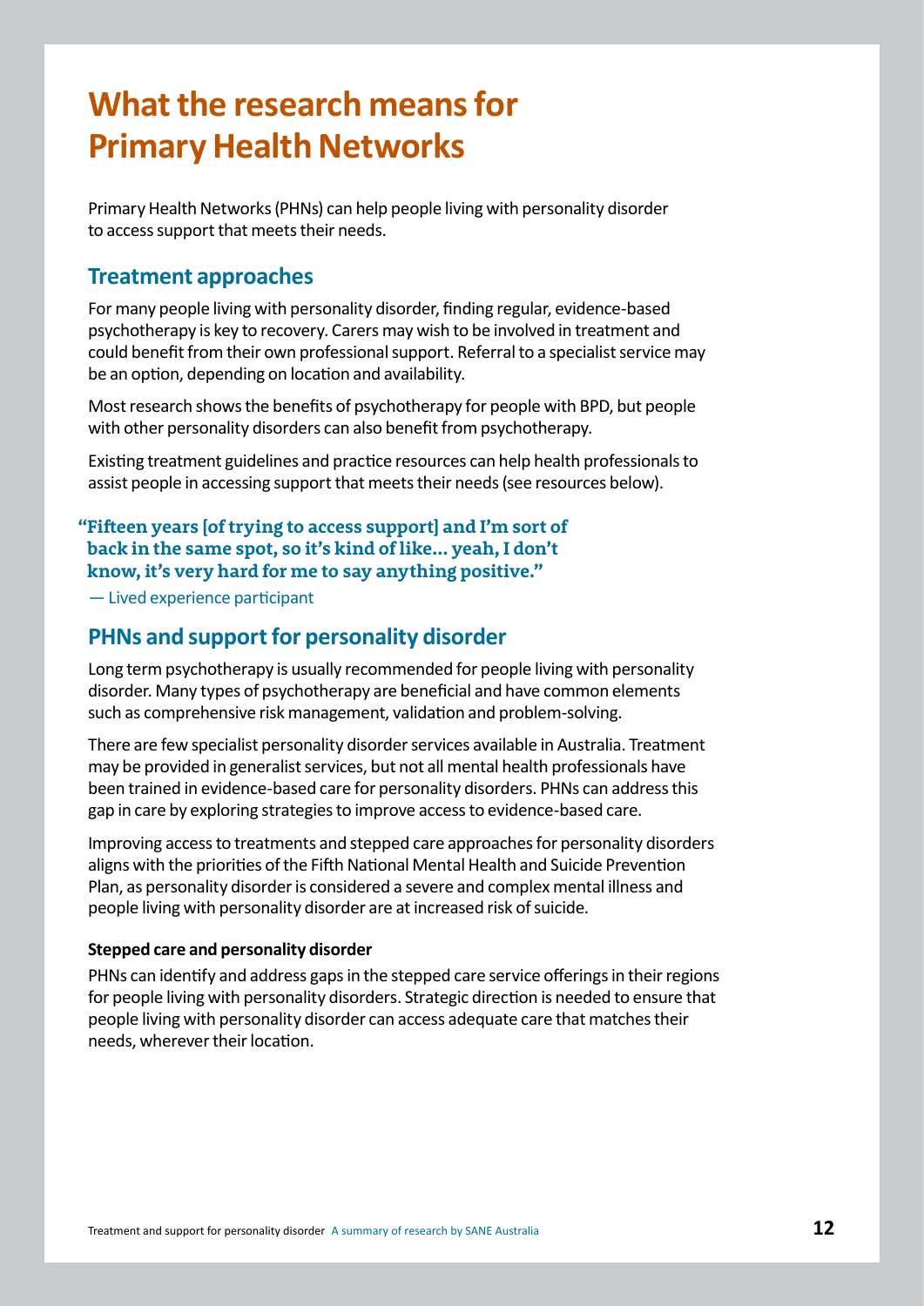# What the research means for Primary Health Networks

Primary Health Networks (PHNs) can help people living with personality disorder to access support that meets their needs.

## Treatment approaches

For many people living with personality disorder, finding regular, evidence-based psychotherapy is key to recovery. Carers may wish to be involved in treatment and could benefit from their own professional support. Referral to a specialist service may be an option, depending on location and availability.

Most research shows the benefits of psychotherapy for people with BPD, but people with other personality disorders can also benefit from psychotherapy.

Existing treatment guidelines and practice resources can help health professionals to assist people in accessing support that meets their needs (see resources below).

> **"Fifteen years [of trying to access support] and I'm sort of back in the same spot, so it's kind of like... yeah, I don't know, it's very hard for me to say anything positive."**
>
> — Lived experience participant

## PHNs and support for personality disorder

Long term psychotherapy is usually recommended for people living with personality disorder. Many types of psychotherapy are beneficial and have common elements such as comprehensive risk management, validation and problem-solving.

There are few specialist personality disorder services available in Australia. Treatment may be provided in generalist services, but not all mental health professionals have been trained in evidence-based care for personality disorders. PHNs can address this gap in care by exploring strategies to improve access to evidence-based care.

Improving access to treatments and stepped care approaches for personality disorders aligns with the priorities of the Fifth National Mental Health and Suicide Prevention Plan, as personality disorder is considered a severe and complex mental illness and people living with personality disorder are at increased risk of suicide.

#### Stepped care and personality disorder

PHNs can identify and address gaps in the stepped care service offerings in their regions for people living with personality disorders. Strategic direction is needed to ensure that people living with personality disorder can access adequate care that matches their needs, wherever their location.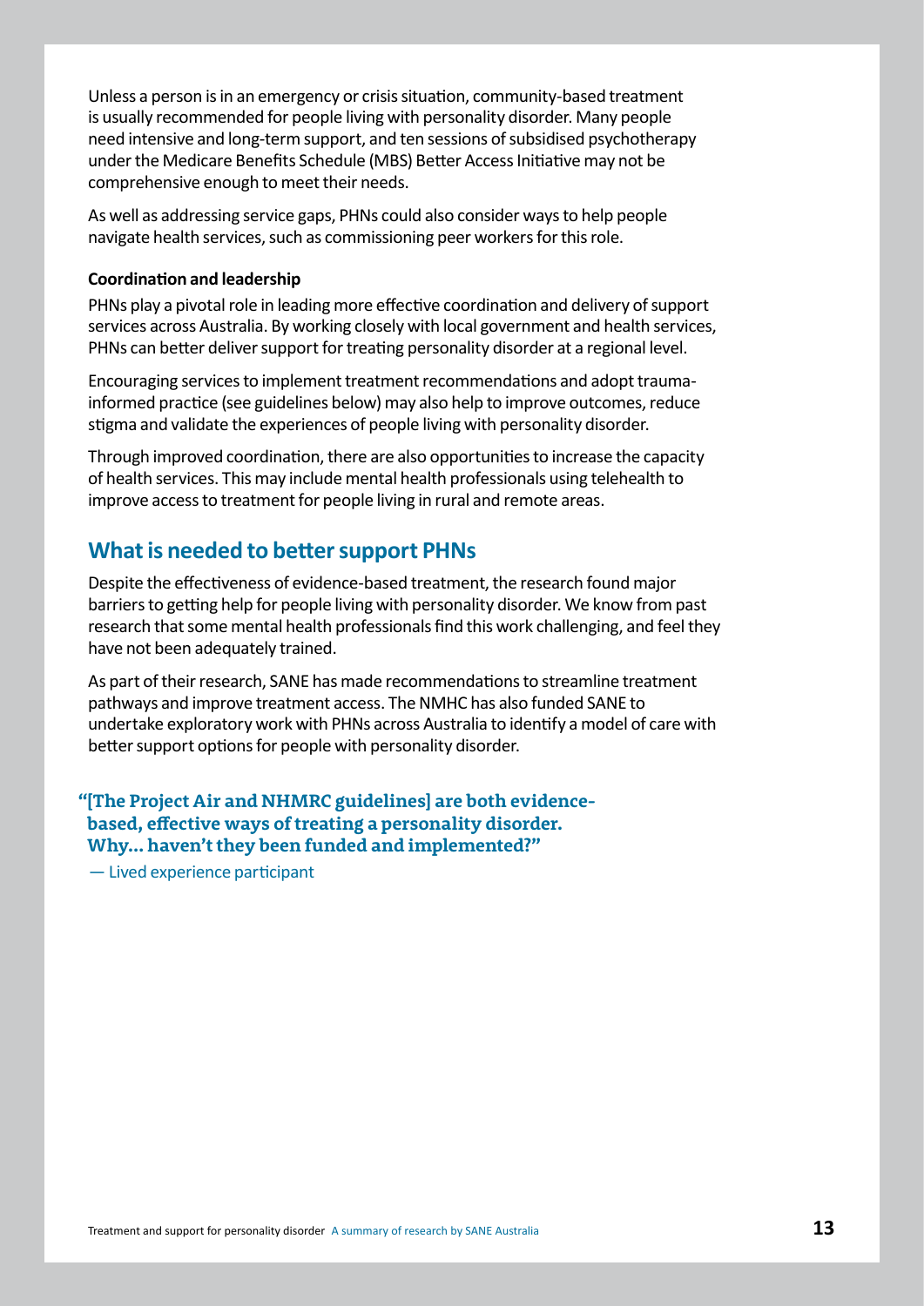Unless a person is in an emergency or crisis situation, community-based treatment is usually recommended for people living with personality disorder. Many people need intensive and long-term support, and ten sessions of subsidised psychotherapy under the Medicare Benefits Schedule (MBS) Better Access Initiative may not be comprehensive enough to meet their needs.

As well as addressing service gaps, PHNs could also consider ways to help people navigate health services, such as commissioning peer workers for this role.

**Coordination and leadership**

PHNs play a pivotal role in leading more effective coordination and delivery of support services across Australia. By working closely with local government and health services, PHNs can better deliver support for treating personality disorder at a regional level.

Encouraging services to implement treatment recommendations and adopt trauma-informed practice (see guidelines below) may also help to improve outcomes, reduce stigma and validate the experiences of people living with personality disorder.

Through improved coordination, there are also opportunities to increase the capacity of health services. This may include mental health professionals using telehealth to improve access to treatment for people living in rural and remote areas.

## What is needed to better support PHNs

Despite the effectiveness of evidence-based treatment, the research found major barriers to getting help for people living with personality disorder. We know from past research that some mental health professionals find this work challenging, and feel they have not been adequately trained.

As part of their research, SANE has made recommendations to streamline treatment pathways and improve treatment access. The NMHC has also funded SANE to undertake exploratory work with PHNs across Australia to identify a model of care with better support options for people with personality disorder.

> **"[The Project Air and NHMRC guidelines] are both evidence-based, effective ways of treating a personality disorder. Why… haven't they been funded and implemented?"**
>
> — Lived experience participant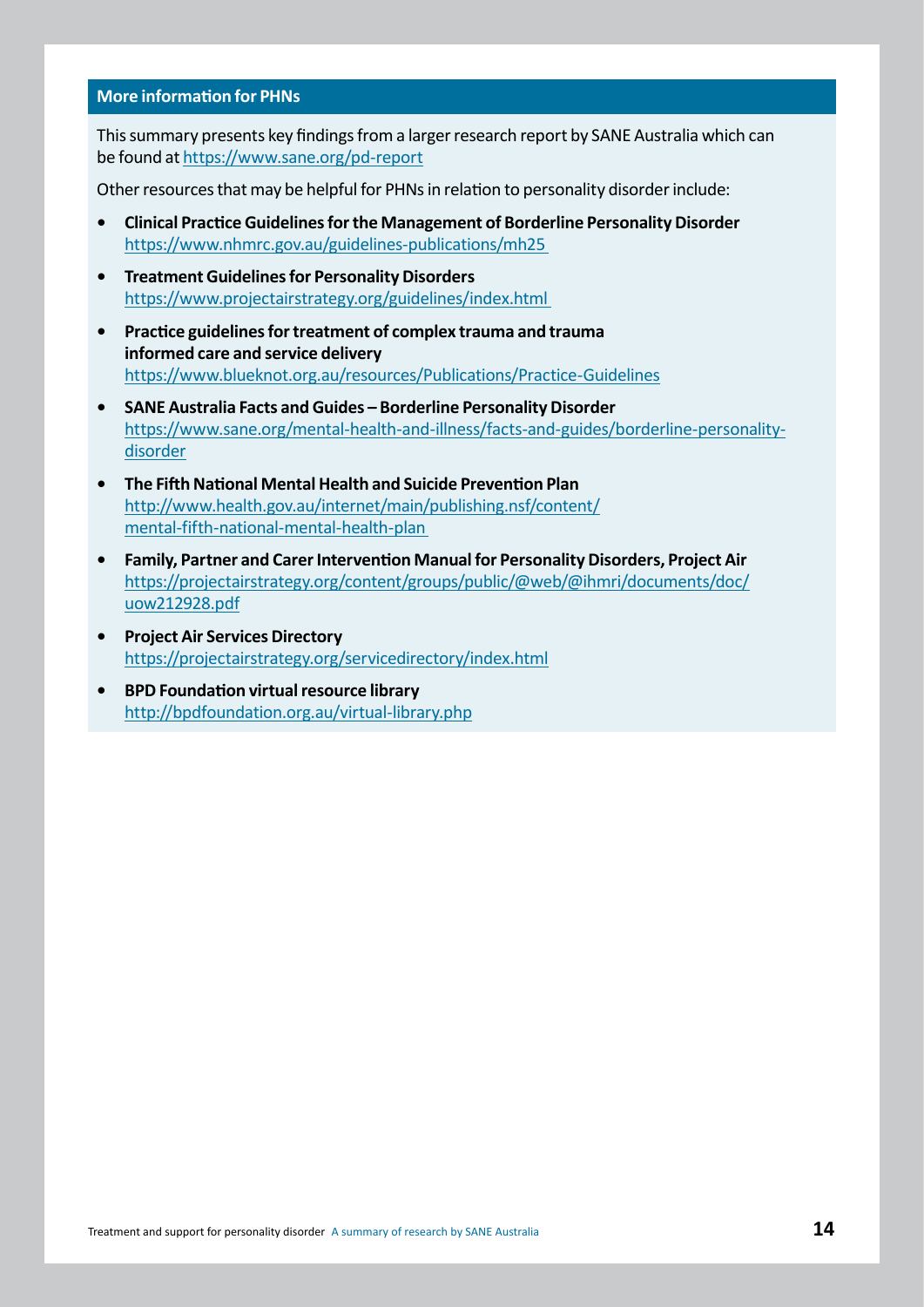## More information for PHNs

This summary presents key findings from a larger research report by SANE Australia which can be found at https://www.sane.org/pd-report

Other resources that may be helpful for PHNs in relation to personality disorder include:

- **Clinical Practice Guidelines for the Management of Borderline Personality Disorder**
  https://www.nhmrc.gov.au/guidelines-publications/mh25
- **Treatment Guidelines for Personality Disorders**
  https://www.projectairstrategy.org/guidelines/index.html
- **Practice guidelines for treatment of complex trauma and trauma informed care and service delivery**
  https://www.blueknot.org.au/resources/Publications/Practice-Guidelines
- **SANE Australia Facts and Guides – Borderline Personality Disorder**
  https://www.sane.org/mental-health-and-illness/facts-and-guides/borderline-personality-disorder
- **The Fifth National Mental Health and Suicide Prevention Plan**
  http://www.health.gov.au/internet/main/publishing.nsf/content/mental-fifth-national-mental-health-plan
- **Family, Partner and Carer Intervention Manual for Personality Disorders, Project Air**
  https://projectairstrategy.org/content/groups/public/@web/@ihmri/documents/doc/uow212928.pdf
- **Project Air Services Directory**
  https://projectairstrategy.org/servicedirectory/index.html
- **BPD Foundation virtual resource library**
  http://bpdfoundation.org.au/virtual-library.php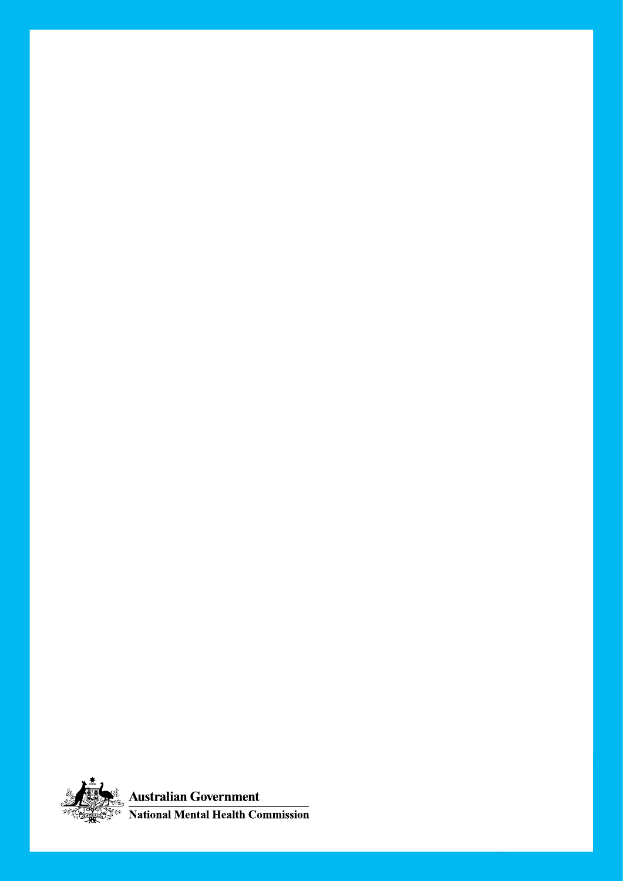Australian Government

National Mental Health Commission